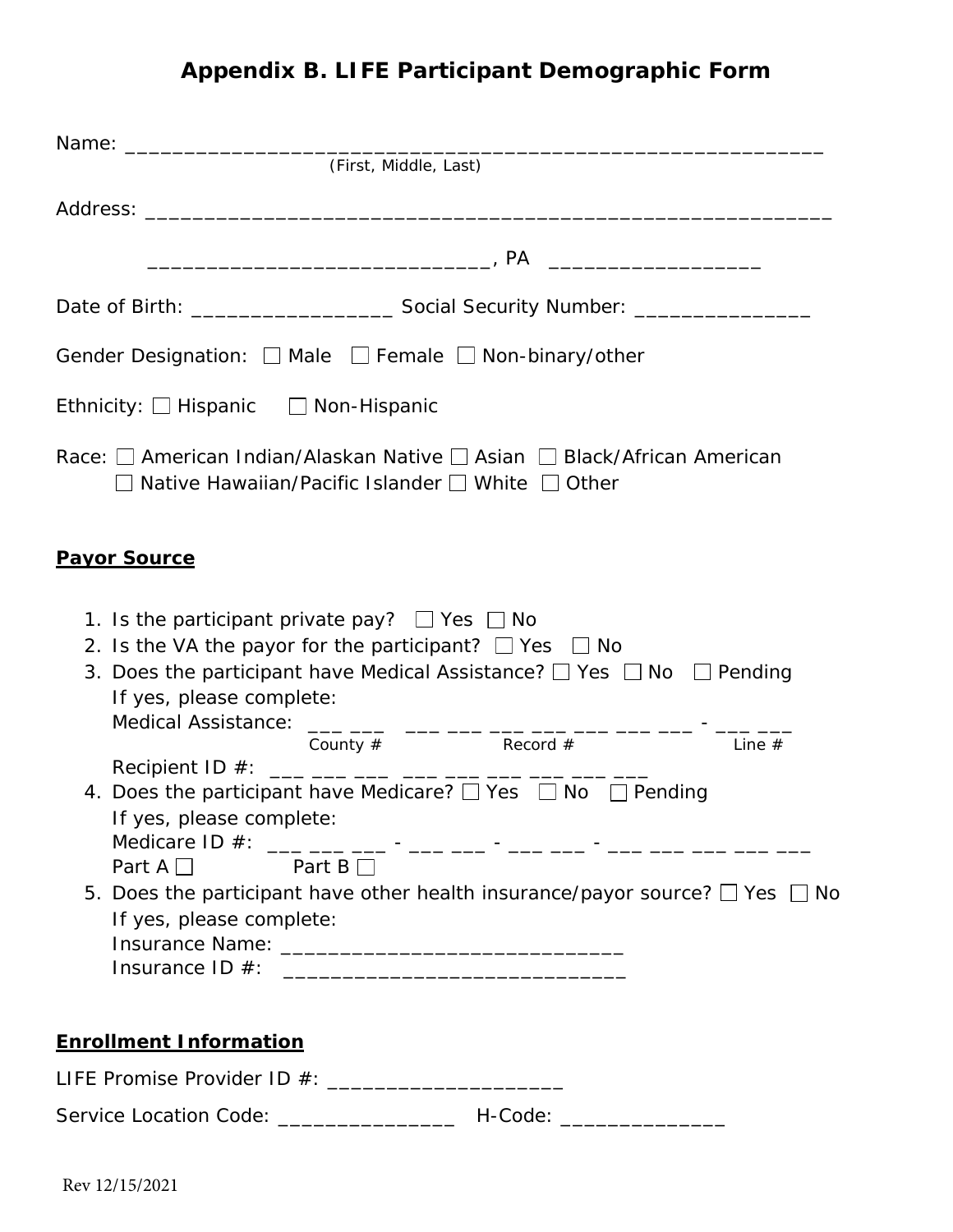# Appendix B. LIFE Participant Demographic Form

Name: _______________________________________________________________
(First, Middle, Last)

Address: _____________________________________________________________

_____________________________, PA __________________

Date of Birth: _________________ Social Security Number: _______________

Gender Designation: ☐ Male ☐ Female ☐ Non-binary/other

Ethnicity: ☐ Hispanic ☐ Non-Hispanic

Race: ☐ American Indian/Alaskan Native ☐ Asian ☐ Black/African American
☐ Native Hawaiian/Pacific Islander ☐ White ☐ Other

## Payor Source

1. Is the participant private pay? ☐ Yes ☐ No
2. Is the VA the payor for the participant? ☐ Yes ☐ No
3. Does the participant have Medical Assistance? ☐ Yes ☐ No ☐ Pending
   If yes, please complete:
   Medical Assistance: ___ ___ ___ ___ ___ ___ ___ ___ ___ - ___ ___
   County # Record # Line #
   Recipient ID #: ___ ___ ___ ___ ___ ___ ___ ___ ___
4. Does the participant have Medicare? ☐ Yes ☐ No ☐ Pending
   If yes, please complete:
   Medicare ID #: ___ ___ ___ - ___ ___ - ___ ___ - ___ ___ ___ ___ ___
   Part A ☐ Part B ☐
5. Does the participant have other health insurance/payor source? ☐ Yes ☐ No
   If yes, please complete:
   Insurance Name: _____________________________
   Insurance ID #: _____________________________

## Enrollment Information

LIFE Promise Provider ID #: ____________________

Service Location Code: _______________ H-Code: ______________

Rev 12/15/2021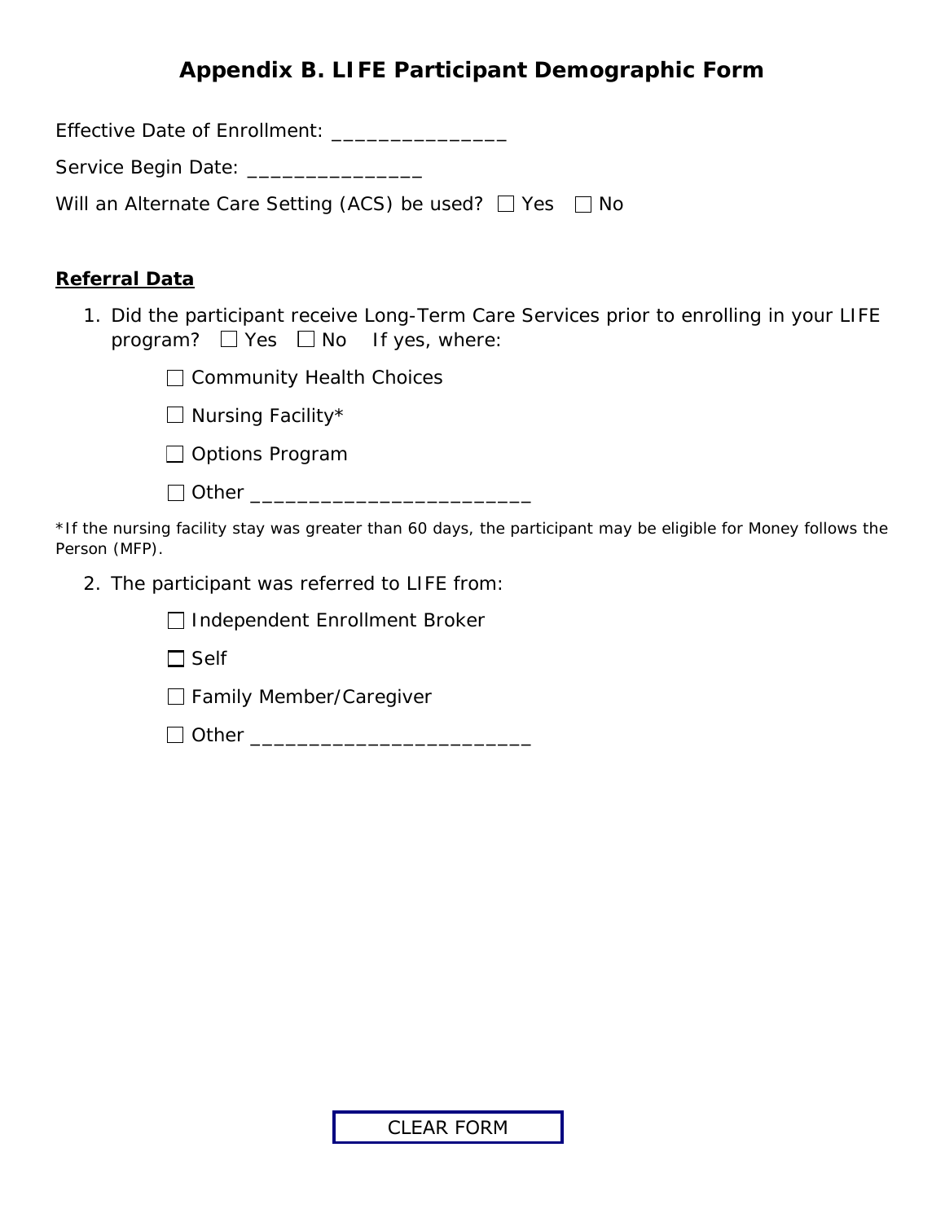# Appendix B. LIFE Participant Demographic Form

Effective Date of Enrollment: _______________

Service Begin Date: _______________

Will an Alternate Care Setting (ACS) be used? ☐ Yes ☐ No

**Referral Data**

1. Did the participant receive Long-Term Care Services prior to enrolling in your LIFE program? ☐ Yes ☐ No If yes, where:

   ☐ Community Health Choices

   ☐ Nursing Facility*

   ☐ Options Program

   ☐ Other ________________________

*If the nursing facility stay was greater than 60 days, the participant may be eligible for Money follows the Person (MFP).

2. The participant was referred to LIFE from:

   ☐ Independent Enrollment Broker

   ☐ Self

   ☐ Family Member/Caregiver

   ☐ Other ________________________

CLEAR FORM